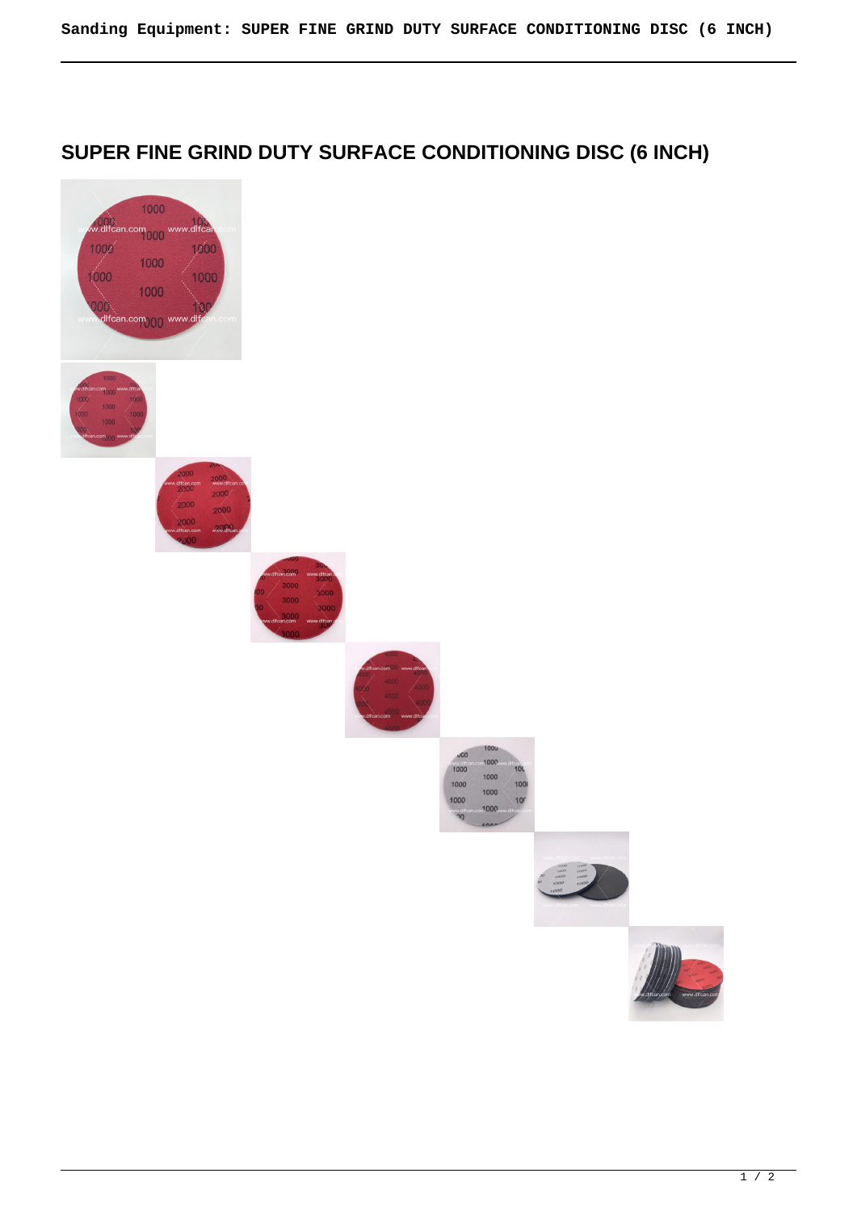# SUPER FINE GRIND DUTY SURFACE CONDITIONING DISC (6 INCH)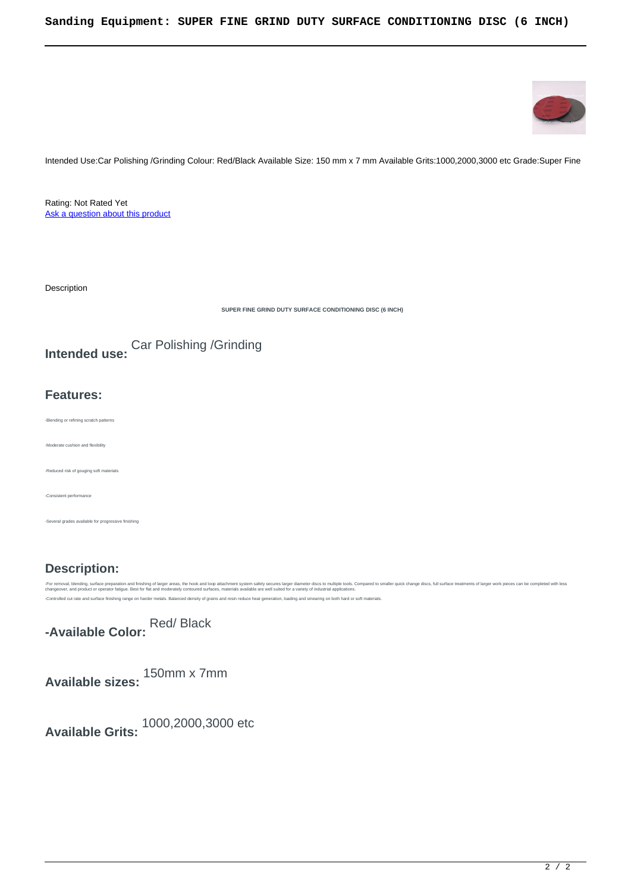# Sanding Equipment: SUPER FINE GRIND DUTY SURFACE CONDITIONING DISC (6 INCH)

Intended Use:Car Polishing /Grinding Colour: Red/Black Available Size: 150 mm x 7 mm Available Grits:1000,2000,3000 etc Grade:Super Fine

Rating: Not Rated Yet
[Ask a question about this product]()

Description

**SUPER FINE GRIND DUTY SURFACE CONDITIONING DISC (6 INCH)**

**Intended use:** Car Polishing /Grinding

## Features:

-Blending or refining scratch patterns

-Moderate cushion and flexibility

-Reduced risk of gouging soft materials

-Consistent performance

-Several grades available for progressive finishing

## Description:

-For removal, blending, surface preparation and finishing of larger areas, the hook and loop attachment system safely secures larger diameter discs to multiple tools. Compared to smaller quick change discs, full surface treatments of larger work pieces can be completed with less changeover, and product or operator fatigue. Best for flat and moderately contoured surfaces, materials available are well suited for a variety of industrial applications.

-Controlled cut rate and surface finishing range on harder metals. Balanced density of grains and resin reduce heat generation, loading and smearing on both hard or soft materials.

**-Available Color:** Red/ Black

**Available sizes:** 150mm x 7mm

**Available Grits:** 1000,2000,3000 etc